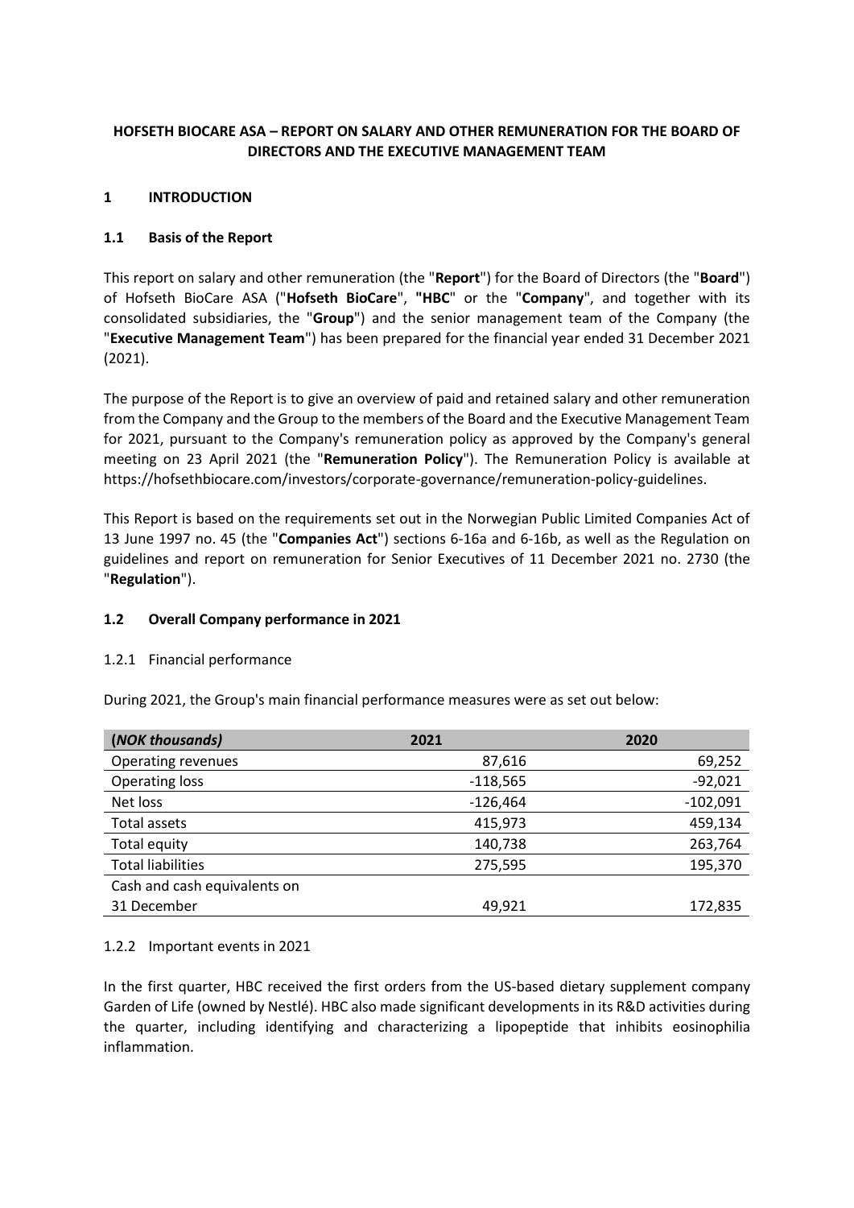# HOFSETH BIOCARE ASA – REPORT ON SALARY AND OTHER REMUNERATION FOR THE BOARD OF DIRECTORS AND THE EXECUTIVE MANAGEMENT TEAM

## 1 INTRODUCTION

### 1.1 Basis of the Report

This report on salary and other remuneration (the "**Report**") for the Board of Directors (the "**Board**") of Hofseth BioCare ASA ("**Hofseth BioCare**", "**HBC**" or the "**Company**", and together with its consolidated subsidiaries, the "**Group**") and the senior management team of the Company (the "**Executive Management Team**") has been prepared for the financial year ended 31 December 2021 (2021).

The purpose of the Report is to give an overview of paid and retained salary and other remuneration from the Company and the Group to the members of the Board and the Executive Management Team for 2021, pursuant to the Company's remuneration policy as approved by the Company's general meeting on 23 April 2021 (the "**Remuneration Policy**"). The Remuneration Policy is available at https://hofsethbiocare.com/investors/corporate-governance/remuneration-policy-guidelines.

This Report is based on the requirements set out in the Norwegian Public Limited Companies Act of 13 June 1997 no. 45 (the "**Companies Act**") sections 6-16a and 6-16b, as well as the Regulation on guidelines and report on remuneration for Senior Executives of 11 December 2021 no. 2730 (the "**Regulation**").

### 1.2 Overall Company performance in 2021

#### 1.2.1 Financial performance

During 2021, the Group's main financial performance measures were as set out below:

| (*NOK thousands*) | 2021 | 2020 |
|---|---|---|
| Operating revenues | 87,616 | 69,252 |
| Operating loss | -118,565 | -92,021 |
| Net loss | -126,464 | -102,091 |
| Total assets | 415,973 | 459,134 |
| Total equity | 140,738 | 263,764 |
| Total liabilities | 275,595 | 195,370 |
| Cash and cash equivalents on 31 December | 49,921 | 172,835 |

#### 1.2.2 Important events in 2021

In the first quarter, HBC received the first orders from the US-based dietary supplement company Garden of Life (owned by Nestlé). HBC also made significant developments in its R&D activities during the quarter, including identifying and characterizing a lipopeptide that inhibits eosinophilia inflammation.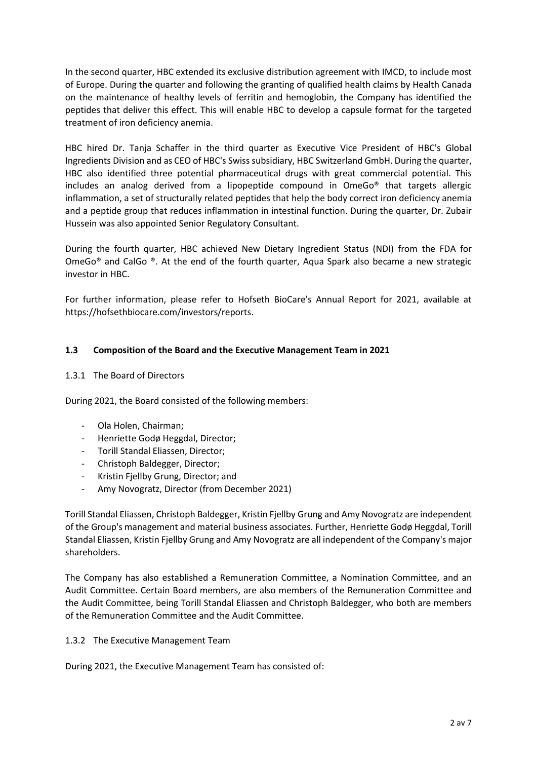In the second quarter, HBC extended its exclusive distribution agreement with IMCD, to include most of Europe. During the quarter and following the granting of qualified health claims by Health Canada on the maintenance of healthy levels of ferritin and hemoglobin, the Company has identified the peptides that deliver this effect. This will enable HBC to develop a capsule format for the targeted treatment of iron deficiency anemia.

HBC hired Dr. Tanja Schaffer in the third quarter as Executive Vice President of HBC's Global Ingredients Division and as CEO of HBC's Swiss subsidiary, HBC Switzerland GmbH. During the quarter, HBC also identified three potential pharmaceutical drugs with great commercial potential. This includes an analog derived from a lipopeptide compound in OmeGo® that targets allergic inflammation, a set of structurally related peptides that help the body correct iron deficiency anemia and a peptide group that reduces inflammation in intestinal function. During the quarter, Dr. Zubair Hussein was also appointed Senior Regulatory Consultant.

During the fourth quarter, HBC achieved New Dietary Ingredient Status (NDI) from the FDA for OmeGo® and CalGo ®. At the end of the fourth quarter, Aqua Spark also became a new strategic investor in HBC.

For further information, please refer to Hofseth BioCare's Annual Report for 2021, available at https://hofsethbiocare.com/investors/reports.

## 1.3 Composition of the Board and the Executive Management Team in 2021

### 1.3.1 The Board of Directors

During 2021, the Board consisted of the following members:

- Ola Holen, Chairman;
- Henriette Godø Heggdal, Director;
- Torill Standal Eliassen, Director;
- Christoph Baldegger, Director;
- Kristin Fjellby Grung, Director; and
- Amy Novogratz, Director (from December 2021)

Torill Standal Eliassen, Christoph Baldegger, Kristin Fjellby Grung and Amy Novogratz are independent of the Group's management and material business associates. Further, Henriette Godø Heggdal, Torill Standal Eliassen, Kristin Fjellby Grung and Amy Novogratz are all independent of the Company's major shareholders.

The Company has also established a Remuneration Committee, a Nomination Committee, and an Audit Committee. Certain Board members, are also members of the Remuneration Committee and the Audit Committee, being Torill Standal Eliassen and Christoph Baldegger, who both are members of the Remuneration Committee and the Audit Committee.

### 1.3.2 The Executive Management Team

During 2021, the Executive Management Team has consisted of: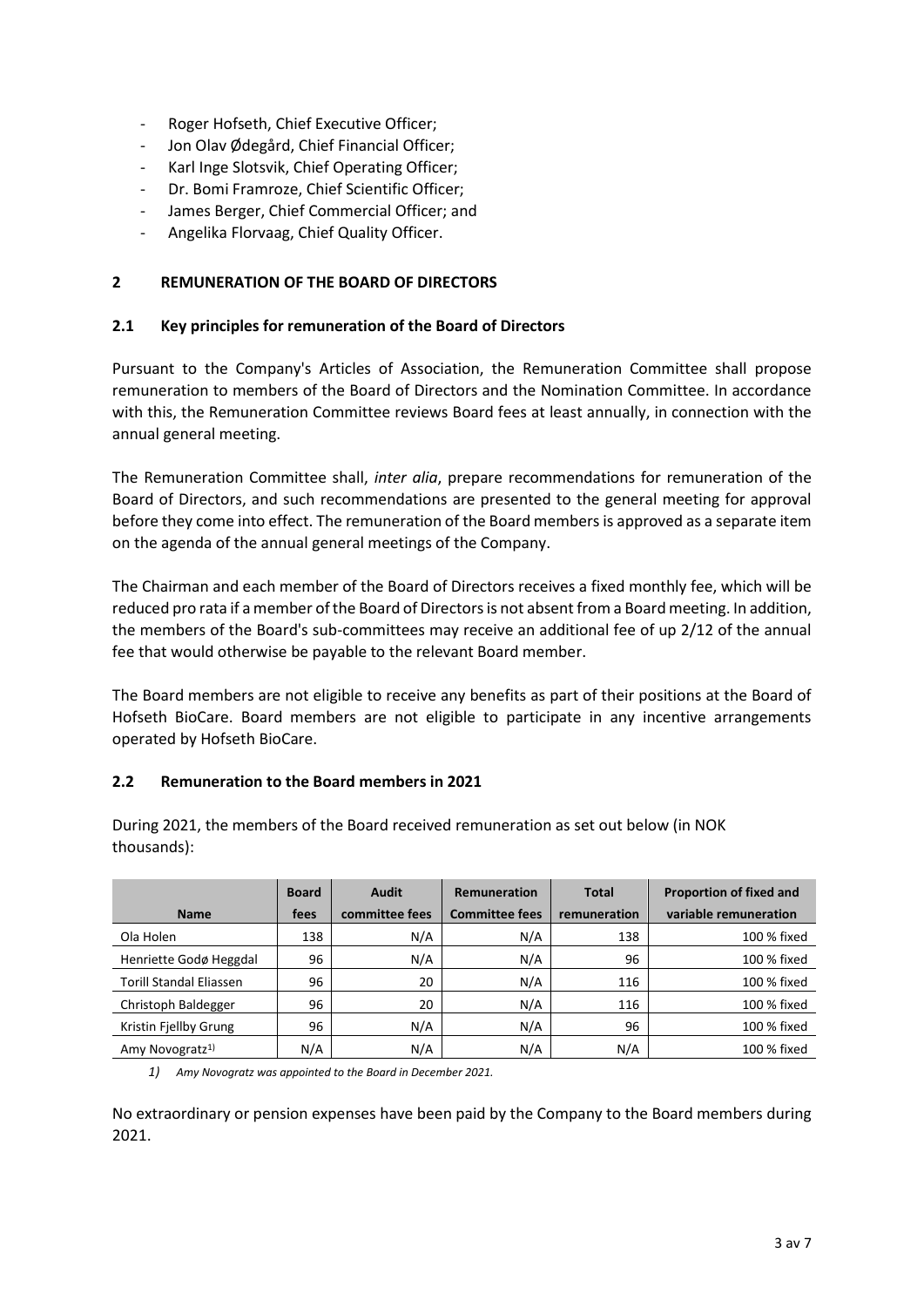- Roger Hofseth, Chief Executive Officer;
- Jon Olav Ødegård, Chief Financial Officer;
- Karl Inge Slotsvik, Chief Operating Officer;
- Dr. Bomi Framroze, Chief Scientific Officer;
- James Berger, Chief Commercial Officer; and
- Angelika Florvaag, Chief Quality Officer.

## 2 REMUNERATION OF THE BOARD OF DIRECTORS

### 2.1 Key principles for remuneration of the Board of Directors

Pursuant to the Company's Articles of Association, the Remuneration Committee shall propose remuneration to members of the Board of Directors and the Nomination Committee. In accordance with this, the Remuneration Committee reviews Board fees at least annually, in connection with the annual general meeting.

The Remuneration Committee shall, *inter alia*, prepare recommendations for remuneration of the Board of Directors, and such recommendations are presented to the general meeting for approval before they come into effect. The remuneration of the Board members is approved as a separate item on the agenda of the annual general meetings of the Company.

The Chairman and each member of the Board of Directors receives a fixed monthly fee, which will be reduced pro rata if a member of the Board of Directors is not absent from a Board meeting. In addition, the members of the Board's sub-committees may receive an additional fee of up 2/12 of the annual fee that would otherwise be payable to the relevant Board member.

The Board members are not eligible to receive any benefits as part of their positions at the Board of Hofseth BioCare. Board members are not eligible to participate in any incentive arrangements operated by Hofseth BioCare.

### 2.2 Remuneration to the Board members in 2021

During 2021, the members of the Board received remuneration as set out below (in NOK thousands):

| Name | Board fees | Audit committee fees | Remuneration Committee fees | Total remuneration | Proportion of fixed and variable remuneration |
|---|---|---|---|---|---|
| Ola Holen | 138 | N/A | N/A | 138 | 100 % fixed |
| Henriette Godø Heggdal | 96 | N/A | N/A | 96 | 100 % fixed |
| Torill Standal Eliassen | 96 | 20 | N/A | 116 | 100 % fixed |
| Christoph Baldegger | 96 | 20 | N/A | 116 | 100 % fixed |
| Kristin Fjellby Grung | 96 | N/A | N/A | 96 | 100 % fixed |
| Amy Novogratz[1)] | N/A | N/A | N/A | N/A | 100 % fixed |

*1) Amy Novogratz was appointed to the Board in December 2021.*

No extraordinary or pension expenses have been paid by the Company to the Board members during 2021.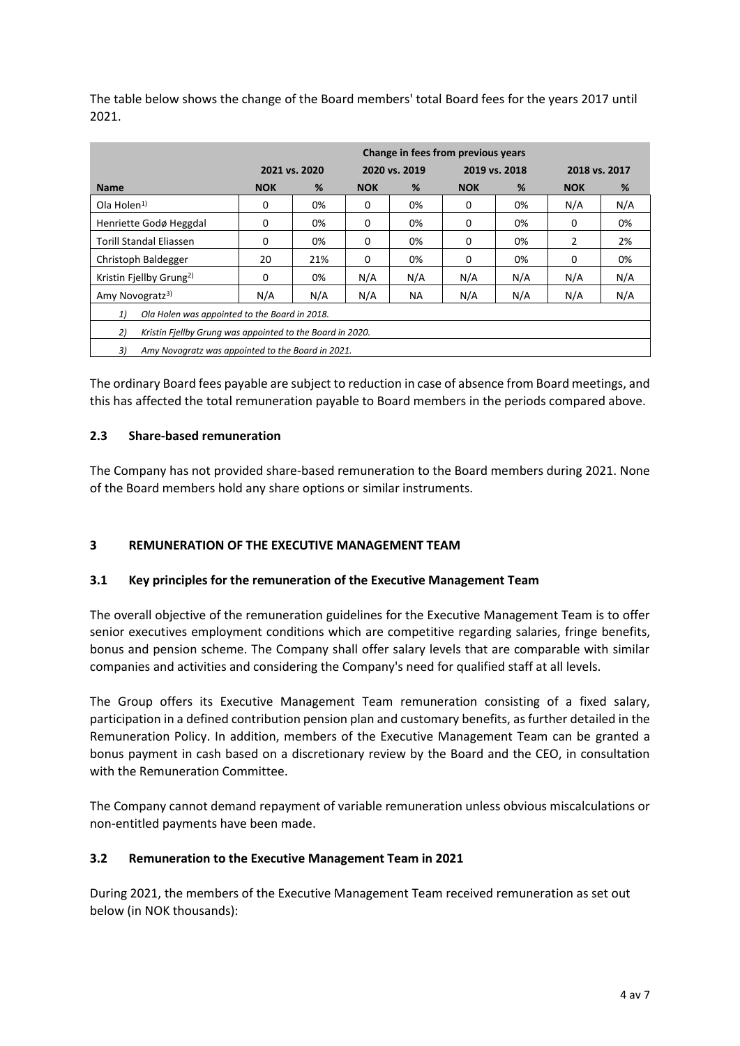The table below shows the change of the Board members' total Board fees for the years 2017 until 2021.

| | Change in fees from previous years | | | | | | | |
|---|---|---|---|---|---|---|---|---|
| | 2021 vs. 2020 | | 2020 vs. 2019 | | 2019 vs. 2018 | | 2018 vs. 2017 | |
| **Name** | **NOK** | **%** | **NOK** | **%** | **NOK** | **%** | **NOK** | **%** |
| Ola Holen[1)] | 0 | 0% | 0 | 0% | 0 | 0% | N/A | N/A |
| Henriette Godø Heggdal | 0 | 0% | 0 | 0% | 0 | 0% | 0 | 0% |
| Torill Standal Eliassen | 0 | 0% | 0 | 0% | 0 | 0% | 2 | 2% |
| Christoph Baldegger | 20 | 21% | 0 | 0% | 0 | 0% | 0 | 0% |
| Kristin Fjellby Grung[2)] | 0 | 0% | N/A | N/A | N/A | N/A | N/A | N/A |
| Amy Novogratz[3)] | N/A | N/A | N/A | NA | N/A | N/A | N/A | N/A |

*1) Ola Holen was appointed to the Board in 2018.*

*2) Kristin Fjellby Grung was appointed to the Board in 2020.*

*3) Amy Novogratz was appointed to the Board in 2021.*

The ordinary Board fees payable are subject to reduction in case of absence from Board meetings, and this has affected the total remuneration payable to Board members in the periods compared above.

### 2.3 Share-based remuneration

The Company has not provided share-based remuneration to the Board members during 2021. None of the Board members hold any share options or similar instruments.

## 3 REMUNERATION OF THE EXECUTIVE MANAGEMENT TEAM

### 3.1 Key principles for the remuneration of the Executive Management Team

The overall objective of the remuneration guidelines for the Executive Management Team is to offer senior executives employment conditions which are competitive regarding salaries, fringe benefits, bonus and pension scheme. The Company shall offer salary levels that are comparable with similar companies and activities and considering the Company's need for qualified staff at all levels.

The Group offers its Executive Management Team remuneration consisting of a fixed salary, participation in a defined contribution pension plan and customary benefits, as further detailed in the Remuneration Policy. In addition, members of the Executive Management Team can be granted a bonus payment in cash based on a discretionary review by the Board and the CEO, in consultation with the Remuneration Committee.

The Company cannot demand repayment of variable remuneration unless obvious miscalculations or non-entitled payments have been made.

### 3.2 Remuneration to the Executive Management Team in 2021

During 2021, the members of the Executive Management Team received remuneration as set out below (in NOK thousands):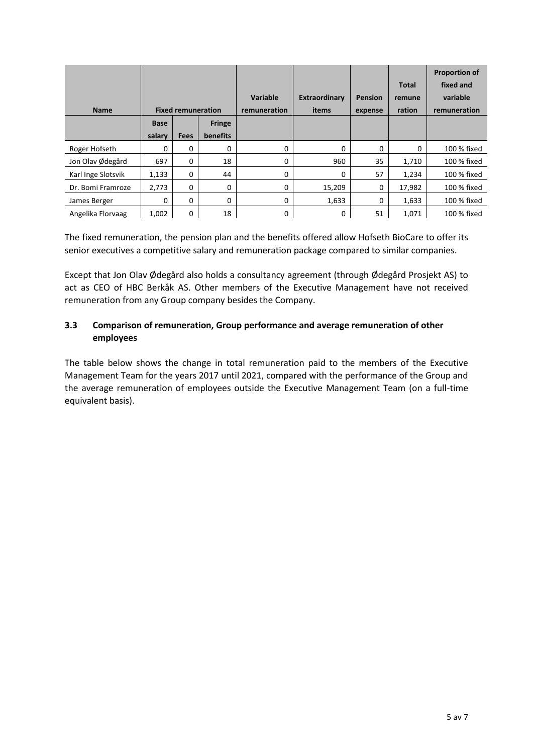| Name | Fixed remuneration | | | Variable remuneration | Extraordinary items | Pension expense | Total remune ration | Proportion of fixed and variable remuneration |
|---|---|---|---|---|---|---|---|---|
| | Base salary | Fees | Fringe benefits | | | | | |
| Roger Hofseth | 0 | 0 | 0 | 0 | 0 | 0 | 0 | 100 % fixed |
| Jon Olav Ødegård | 697 | 0 | 18 | 0 | 960 | 35 | 1,710 | 100 % fixed |
| Karl Inge Slotsvik | 1,133 | 0 | 44 | 0 | 0 | 57 | 1,234 | 100 % fixed |
| Dr. Bomi Framroze | 2,773 | 0 | 0 | 0 | 15,209 | 0 | 17,982 | 100 % fixed |
| James Berger | 0 | 0 | 0 | 0 | 1,633 | 0 | 1,633 | 100 % fixed |
| Angelika Florvaag | 1,002 | 0 | 18 | 0 | 0 | 51 | 1,071 | 100 % fixed |

The fixed remuneration, the pension plan and the benefits offered allow Hofseth BioCare to offer its senior executives a competitive salary and remuneration package compared to similar companies.

Except that Jon Olav Ødegård also holds a consultancy agreement (through Ødegård Prosjekt AS) to act as CEO of HBC Berkåk AS. Other members of the Executive Management have not received remuneration from any Group company besides the Company.

### 3.3 Comparison of remuneration, Group performance and average remuneration of other employees

The table below shows the change in total remuneration paid to the members of the Executive Management Team for the years 2017 until 2021, compared with the performance of the Group and the average remuneration of employees outside the Executive Management Team (on a full-time equivalent basis).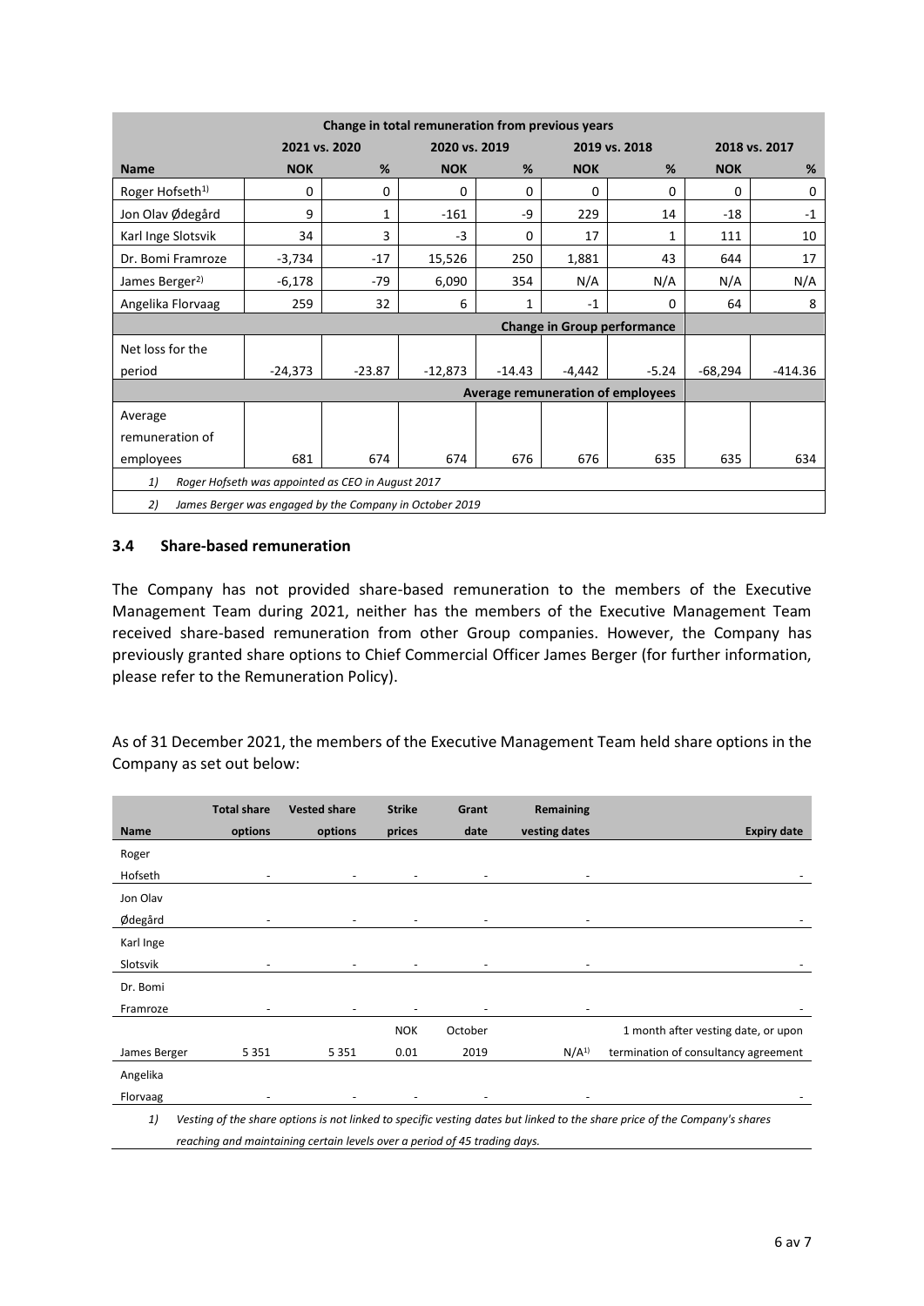| Change in total remuneration from previous years | | | | | | | | |
|---|---|---|---|---|---|---|---|---|
| | 2021 vs. 2020 | | 2020 vs. 2019 | | 2019 vs. 2018 | | 2018 vs. 2017 | |
| **Name** | **NOK** | **%** | **NOK** | **%** | **NOK** | **%** | **NOK** | **%** |
| Roger Hofseth[1)] | 0 | 0 | 0 | 0 | 0 | 0 | 0 | 0 |
| Jon Olav Ødegård | 9 | 1 | -161 | -9 | 229 | 14 | -18 | -1 |
| Karl Inge Slotsvik | 34 | 3 | -3 | 0 | 17 | 1 | 111 | 10 |
| Dr. Bomi Framroze | -3,734 | -17 | 15,526 | 250 | 1,881 | 43 | 644 | 17 |
| James Berger[2)] | -6,178 | -79 | 6,090 | 354 | N/A | N/A | N/A | N/A |
| Angelika Florvaag | 259 | 32 | 6 | 1 | -1 | 0 | 64 | 8 |
| **Change in Group performance** | | | | | | | | |
| Net loss for the period | -24,373 | -23.87 | -12,873 | -14.43 | -4,442 | -5.24 | -68,294 | -414.36 |
| **Average remuneration of employees** | | | | | | | | |
| Average remuneration of employees | 681 | 674 | 674 | 676 | 676 | 635 | 635 | 634 |

*1) Roger Hofseth was appointed as CEO in August 2017*

*2) James Berger was engaged by the Company in October 2019*

### 3.4 Share-based remuneration

The Company has not provided share-based remuneration to the members of the Executive Management Team during 2021, neither has the members of the Executive Management Team received share-based remuneration from other Group companies. However, the Company has previously granted share options to Chief Commercial Officer James Berger (for further information, please refer to the Remuneration Policy).

As of 31 December 2021, the members of the Executive Management Team held share options in the Company as set out below:

| Name | Total share options | Vested share options | Strike prices | Grant date | Remaining vesting dates | Expiry date |
|---|---|---|---|---|---|---|
| Roger Hofseth | - | - | - | - | - | - |
| Jon Olav Ødegård | - | - | - | - | - | - |
| Karl Inge Slotsvik | - | - | - | - | - | - |
| Dr. Bomi Framroze | - | - | - | - | - | - |
| James Berger | 5 351 | 5 351 | NOK 0.01 | October 2019 | N/A[1)] | 1 month after vesting date, or upon termination of consultancy agreement |
| Angelika Florvaag | - | - | - | - | - | - |

*1) Vesting of the share options is not linked to specific vesting dates but linked to the share price of the Company's shares reaching and maintaining certain levels over a period of 45 trading days.*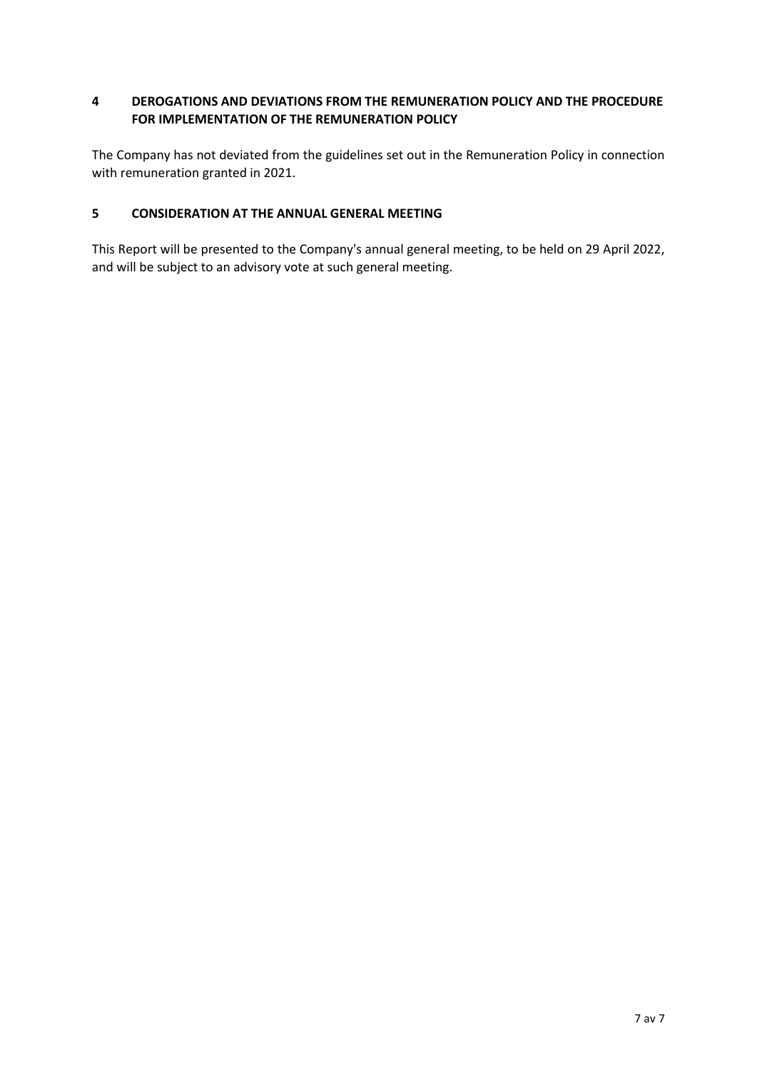## 4 DEROGATIONS AND DEVIATIONS FROM THE REMUNERATION POLICY AND THE PROCEDURE FOR IMPLEMENTATION OF THE REMUNERATION POLICY

The Company has not deviated from the guidelines set out in the Remuneration Policy in connection with remuneration granted in 2021.

## 5 CONSIDERATION AT THE ANNUAL GENERAL MEETING

This Report will be presented to the Company's annual general meeting, to be held on 29 April 2022, and will be subject to an advisory vote at such general meeting.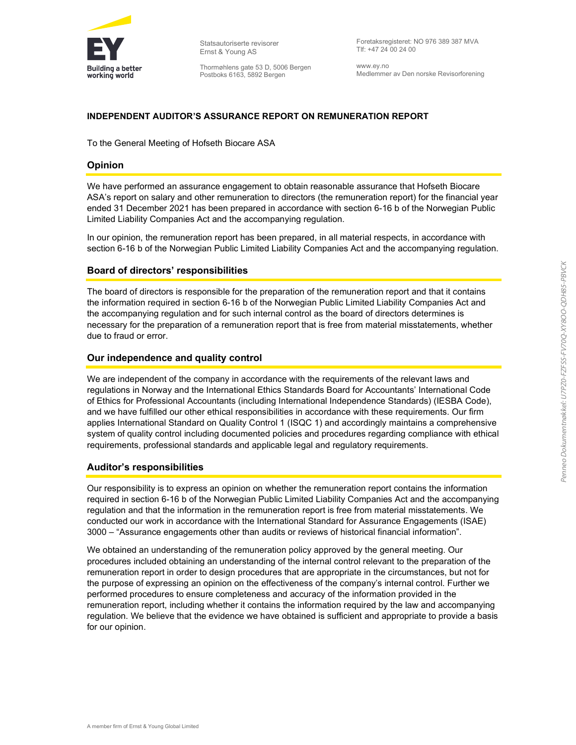Statsautoriserte revisorer
Ernst & Young AS

Thormøhlens gate 53 D, 5006 Bergen
Postboks 6163, 5892 Bergen

Foretaksregisteret: NO 976 389 387 MVA
Tlf: +47 24 00 24 00

www.ey.no
Medlemmer av Den norske Revisorforening

**INDEPENDENT AUDITOR'S ASSURANCE REPORT ON REMUNERATION REPORT**

To the General Meeting of Hofseth Biocare ASA

## Opinion

We have performed an assurance engagement to obtain reasonable assurance that Hofseth Biocare ASA's report on salary and other remuneration to directors (the remuneration report) for the financial year ended 31 December 2021 has been prepared in accordance with section 6-16 b of the Norwegian Public Limited Liability Companies Act and the accompanying regulation.

In our opinion, the remuneration report has been prepared, in all material respects, in accordance with section 6-16 b of the Norwegian Public Limited Liability Companies Act and the accompanying regulation.

## Board of directors' responsibilities

The board of directors is responsible for the preparation of the remuneration report and that it contains the information required in section 6-16 b of the Norwegian Public Limited Liability Companies Act and the accompanying regulation and for such internal control as the board of directors determines is necessary for the preparation of a remuneration report that is free from material misstatements, whether due to fraud or error.

## Our independence and quality control

We are independent of the company in accordance with the requirements of the relevant laws and regulations in Norway and the International Ethics Standards Board for Accountants' International Code of Ethics for Professional Accountants (including International Independence Standards) (IESBA Code), and we have fulfilled our other ethical responsibilities in accordance with these requirements. Our firm applies International Standard on Quality Control 1 (ISQC 1) and accordingly maintains a comprehensive system of quality control including documented policies and procedures regarding compliance with ethical requirements, professional standards and applicable legal and regulatory requirements.

## Auditor's responsibilities

Our responsibility is to express an opinion on whether the remuneration report contains the information required in section 6-16 b of the Norwegian Public Limited Liability Companies Act and the accompanying regulation and that the information in the remuneration report is free from material misstatements. We conducted our work in accordance with the International Standard for Assurance Engagements (ISAE) 3000 – "Assurance engagements other than audits or reviews of historical financial information".

We obtained an understanding of the remuneration policy approved by the general meeting. Our procedures included obtaining an understanding of the internal control relevant to the preparation of the remuneration report in order to design procedures that are appropriate in the circumstances, but not for the purpose of expressing an opinion on the effectiveness of the company's internal control. Further we performed procedures to ensure completeness and accuracy of the information provided in the remuneration report, including whether it contains the information required by the law and accompanying regulation. We believe that the evidence we have obtained is sufficient and appropriate to provide a basis for our opinion.

A member firm of Ernst & Young Global Limited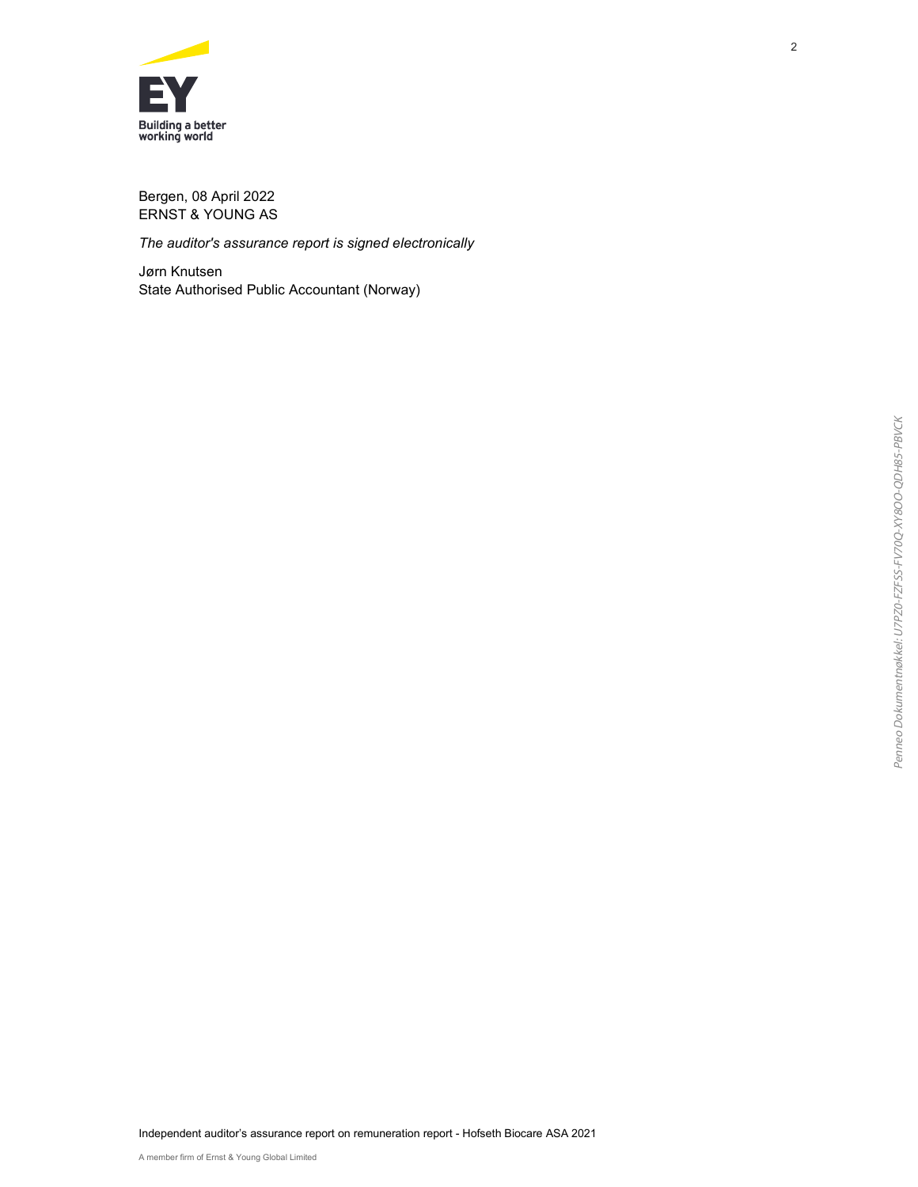Bergen, 08 April 2022
ERNST & YOUNG AS

*The auditor's assurance report is signed electronically*

Jørn Knutsen
State Authorised Public Accountant (Norway)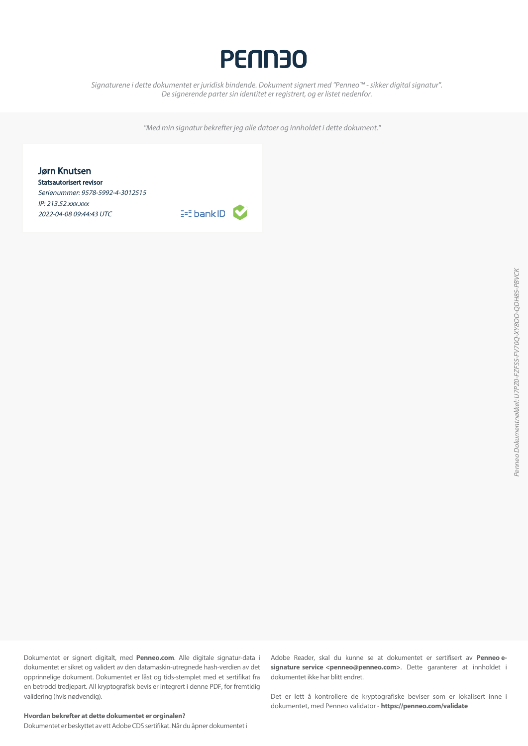# PENN30

*Signaturene i dette dokumentet er juridisk bindende. Dokument signert med "Penneo™ - sikker digital signatur". De signerende parter sin identitet er registrert, og er listet nedenfor.*

*"Med min signatur bekrefter jeg alle datoer og innholdet i dette dokument."*

**Jørn Knutsen**
**Statsautorisert revisor**
*Serienummer: 9578-5992-4-3012515*
*IP: 213.52.xxx.xxx*
*2022-04-08 09:44:43 UTC*

bankID

*Penneo Dokumentnøkkel: U7PZ0-FZFSS-FV70Q-XY8OO-QDH85-PBVCK*

Dokumentet er signert digitalt, med **Penneo.com**. Alle digitale signatur-data i dokumentet er sikret og validert av den datamaskin-utregnede hash-verdien av det opprinnelige dokument. Dokumentet er låst og tids-stemplet med et sertifikat fra en betrodd tredjepart. All kryptografisk bevis er integrert i denne PDF, for fremtidig validering (hvis nødvendig).

**Hvordan bekrefter at dette dokumentet er orginalen?**

Dokumentet er beskyttet av ett Adobe CDS sertifikat. Når du åpner dokumentet i Adobe Reader, skal du kunne se at dokumentet er sertifisert av **Penneo e-signature service <penneo@penneo.com>**. Dette garanterer at innholdet i dokumentet ikke har blitt endret.

Det er lett å kontrollere de kryptografiske beviser som er lokalisert inne i dokumentet, med Penneo validator - **https://penneo.com/validate**